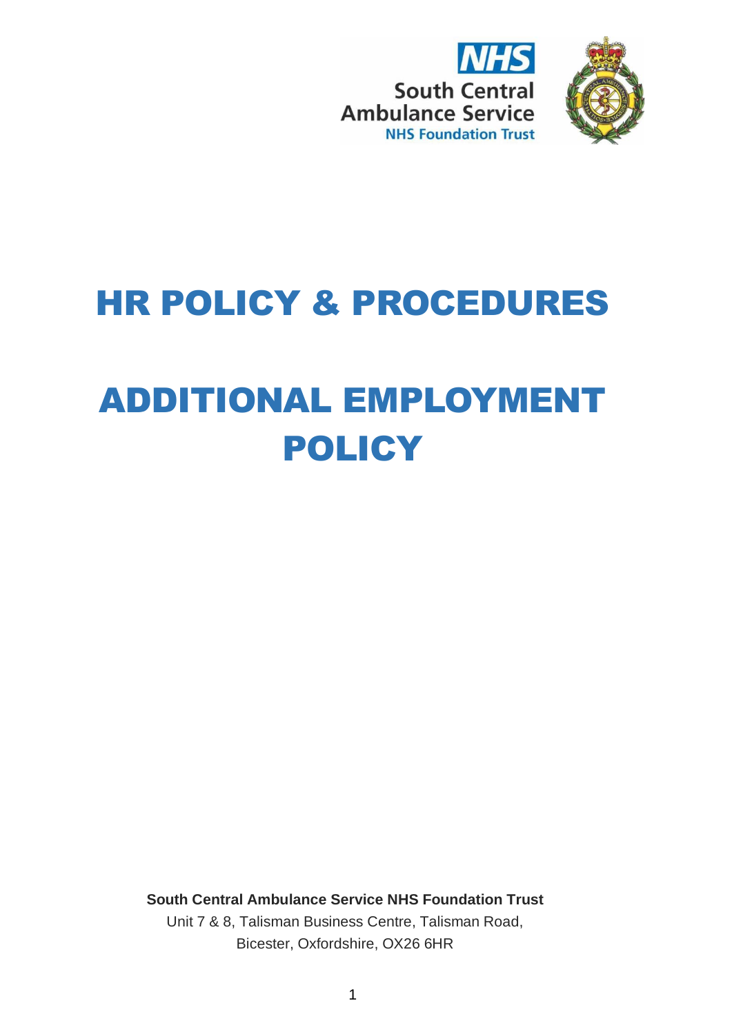NHS

South Central Ambulance Service

NHS Foundation Trust

# HR POLICY & PROCEDURES

# ADDITIONAL EMPLOYMENT POLICY

**South Central Ambulance Service NHS Foundation Trust**

Unit 7 & 8, Talisman Business Centre, Talisman Road,
Bicester, Oxfordshire, OX26 6HR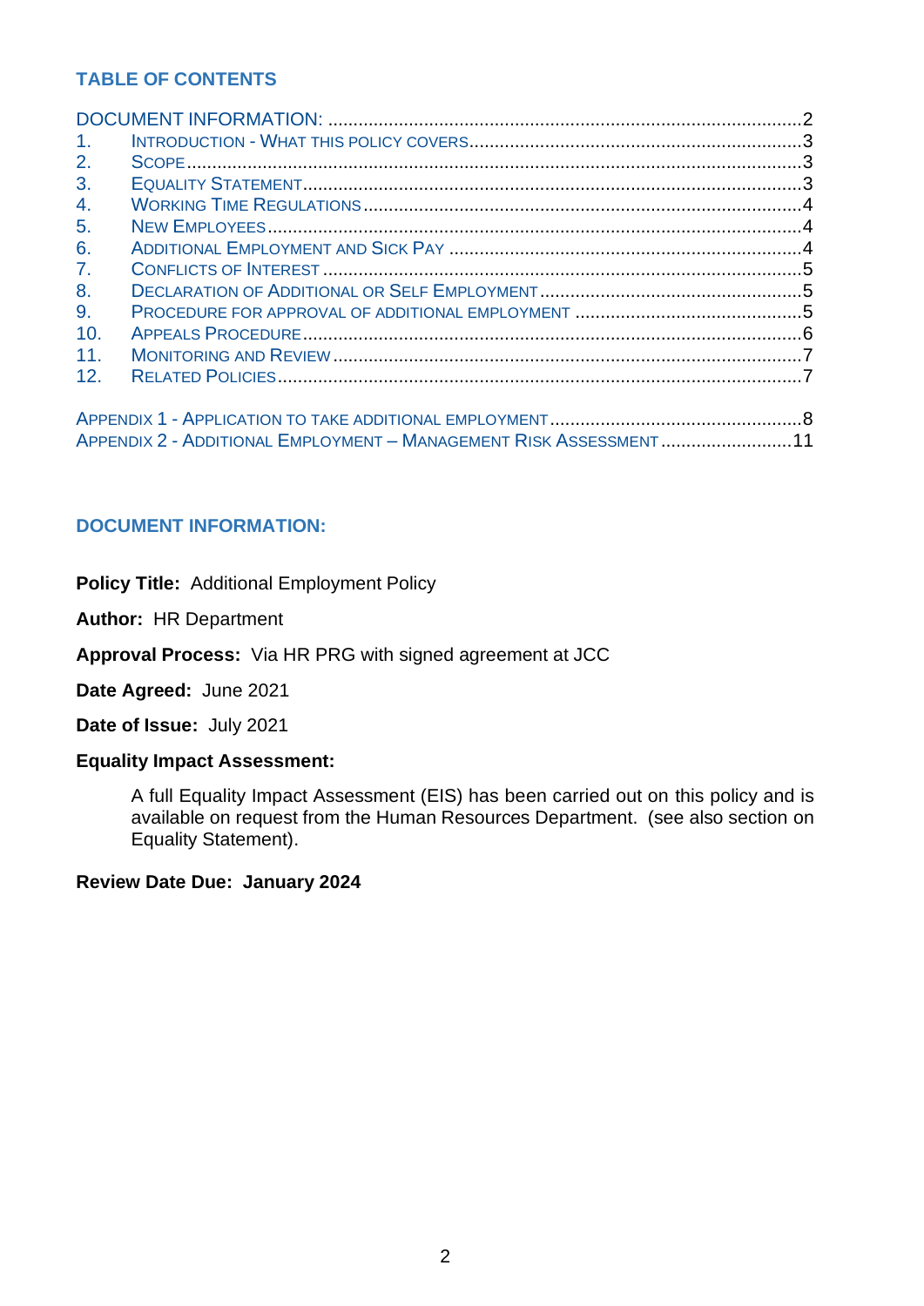## TABLE OF CONTENTS

DOCUMENT INFORMATION: ..... 2

1. INTRODUCTION - WHAT THIS POLICY COVERS ..... 3
2. SCOPE ..... 3
3. EQUALITY STATEMENT ..... 3
4. WORKING TIME REGULATIONS ..... 4
5. NEW EMPLOYEES ..... 4
6. ADDITIONAL EMPLOYMENT AND SICK PAY ..... 4
7. CONFLICTS OF INTEREST ..... 5
8. DECLARATION OF ADDITIONAL OR SELF EMPLOYMENT ..... 5
9. PROCEDURE FOR APPROVAL OF ADDITIONAL EMPLOYMENT ..... 5
10. APPEALS PROCEDURE ..... 6
11. MONITORING AND REVIEW ..... 7
12. RELATED POLICIES ..... 7

APPENDIX 1 - APPLICATION TO TAKE ADDITIONAL EMPLOYMENT ..... 8
APPENDIX 2 - ADDITIONAL EMPLOYMENT – MANAGEMENT RISK ASSESSMENT ..... 11

## DOCUMENT INFORMATION:

**Policy Title:** Additional Employment Policy

**Author:** HR Department

**Approval Process:** Via HR PRG with signed agreement at JCC

**Date Agreed:** June 2021

**Date of Issue:** July 2021

**Equality Impact Assessment:**

A full Equality Impact Assessment (EIS) has been carried out on this policy and is available on request from the Human Resources Department. (see also section on Equality Statement).

**Review Date Due: January 2024**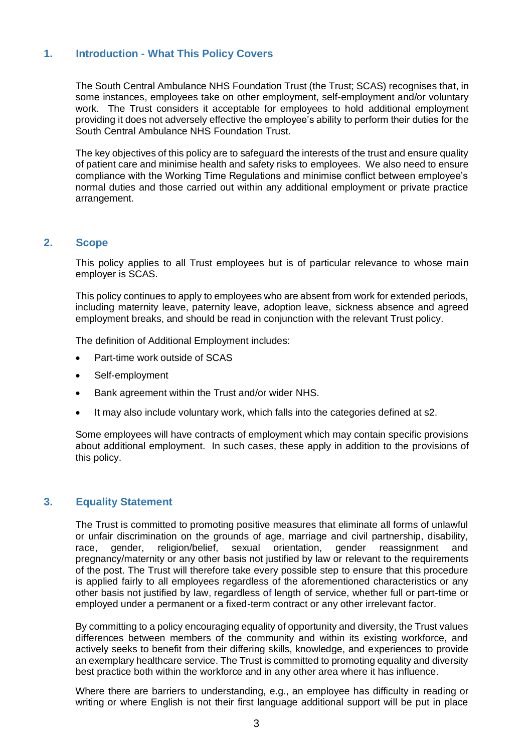## 1. Introduction - What This Policy Covers

The South Central Ambulance NHS Foundation Trust (the Trust; SCAS) recognises that, in some instances, employees take on other employment, self-employment and/or voluntary work. The Trust considers it acceptable for employees to hold additional employment providing it does not adversely effective the employee's ability to perform their duties for the South Central Ambulance NHS Foundation Trust.

The key objectives of this policy are to safeguard the interests of the trust and ensure quality of patient care and minimise health and safety risks to employees. We also need to ensure compliance with the Working Time Regulations and minimise conflict between employee's normal duties and those carried out within any additional employment or private practice arrangement.

## 2. Scope

This policy applies to all Trust employees but is of particular relevance to whose main employer is SCAS.

This policy continues to apply to employees who are absent from work for extended periods, including maternity leave, paternity leave, adoption leave, sickness absence and agreed employment breaks, and should be read in conjunction with the relevant Trust policy.

The definition of Additional Employment includes:

- Part-time work outside of SCAS
- Self-employment
- Bank agreement within the Trust and/or wider NHS.
- It may also include voluntary work, which falls into the categories defined at s2.

Some employees will have contracts of employment which may contain specific provisions about additional employment. In such cases, these apply in addition to the provisions of this policy.

## 3. Equality Statement

The Trust is committed to promoting positive measures that eliminate all forms of unlawful or unfair discrimination on the grounds of age, marriage and civil partnership, disability, race, gender, religion/belief, sexual orientation, gender reassignment and pregnancy/maternity or any other basis not justified by law or relevant to the requirements of the post. The Trust will therefore take every possible step to ensure that this procedure is applied fairly to all employees regardless of the aforementioned characteristics or any other basis not justified by law, regardless of length of service, whether full or part-time or employed under a permanent or a fixed-term contract or any other irrelevant factor.

By committing to a policy encouraging equality of opportunity and diversity, the Trust values differences between members of the community and within its existing workforce, and actively seeks to benefit from their differing skills, knowledge, and experiences to provide an exemplary healthcare service. The Trust is committed to promoting equality and diversity best practice both within the workforce and in any other area where it has influence.

Where there are barriers to understanding, e.g., an employee has difficulty in reading or writing or where English is not their first language additional support will be put in place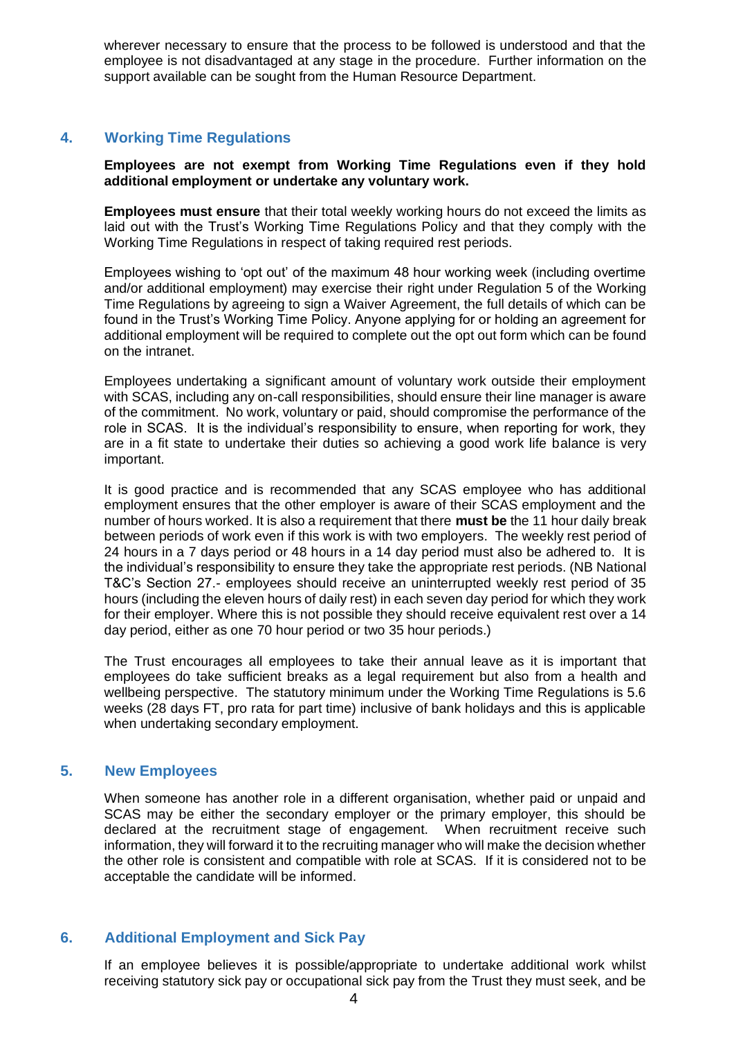wherever necessary to ensure that the process to be followed is understood and that the employee is not disadvantaged at any stage in the procedure. Further information on the support available can be sought from the Human Resource Department.

## 4. Working Time Regulations

**Employees are not exempt from Working Time Regulations even if they hold additional employment or undertake any voluntary work.**

**Employees must ensure** that their total weekly working hours do not exceed the limits as laid out with the Trust's Working Time Regulations Policy and that they comply with the Working Time Regulations in respect of taking required rest periods.

Employees wishing to 'opt out' of the maximum 48 hour working week (including overtime and/or additional employment) may exercise their right under Regulation 5 of the Working Time Regulations by agreeing to sign a Waiver Agreement, the full details of which can be found in the Trust's Working Time Policy. Anyone applying for or holding an agreement for additional employment will be required to complete out the opt out form which can be found on the intranet.

Employees undertaking a significant amount of voluntary work outside their employment with SCAS, including any on-call responsibilities, should ensure their line manager is aware of the commitment. No work, voluntary or paid, should compromise the performance of the role in SCAS. It is the individual's responsibility to ensure, when reporting for work, they are in a fit state to undertake their duties so achieving a good work life balance is very important.

It is good practice and is recommended that any SCAS employee who has additional employment ensures that the other employer is aware of their SCAS employment and the number of hours worked. It is also a requirement that there **must be** the 11 hour daily break between periods of work even if this work is with two employers. The weekly rest period of 24 hours in a 7 days period or 48 hours in a 14 day period must also be adhered to. It is the individual's responsibility to ensure they take the appropriate rest periods. (NB National T&C's Section 27.- employees should receive an uninterrupted weekly rest period of 35 hours (including the eleven hours of daily rest) in each seven day period for which they work for their employer. Where this is not possible they should receive equivalent rest over a 14 day period, either as one 70 hour period or two 35 hour periods.)

The Trust encourages all employees to take their annual leave as it is important that employees do take sufficient breaks as a legal requirement but also from a health and wellbeing perspective. The statutory minimum under the Working Time Regulations is 5.6 weeks (28 days FT, pro rata for part time) inclusive of bank holidays and this is applicable when undertaking secondary employment.

## 5. New Employees

When someone has another role in a different organisation, whether paid or unpaid and SCAS may be either the secondary employer or the primary employer, this should be declared at the recruitment stage of engagement. When recruitment receive such information, they will forward it to the recruiting manager who will make the decision whether the other role is consistent and compatible with role at SCAS. If it is considered not to be acceptable the candidate will be informed.

## 6. Additional Employment and Sick Pay

If an employee believes it is possible/appropriate to undertake additional work whilst receiving statutory sick pay or occupational sick pay from the Trust they must seek, and be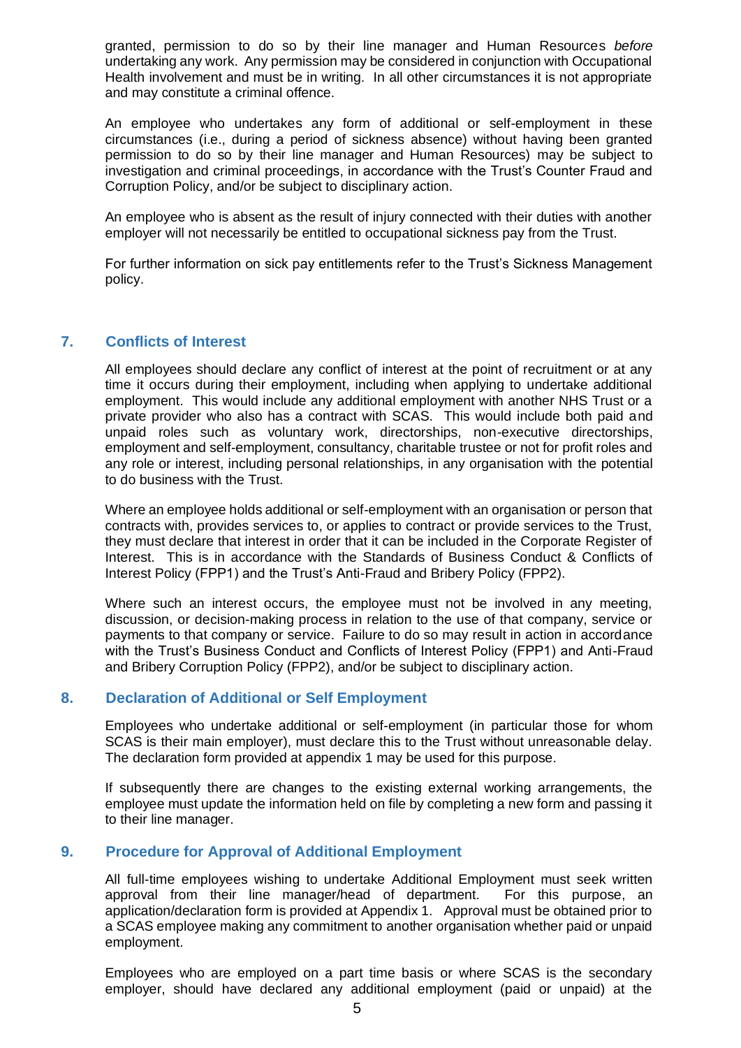granted, permission to do so by their line manager and Human Resources *before* undertaking any work. Any permission may be considered in conjunction with Occupational Health involvement and must be in writing. In all other circumstances it is not appropriate and may constitute a criminal offence.

An employee who undertakes any form of additional or self-employment in these circumstances (i.e., during a period of sickness absence) without having been granted permission to do so by their line manager and Human Resources) may be subject to investigation and criminal proceedings, in accordance with the Trust's Counter Fraud and Corruption Policy, and/or be subject to disciplinary action.

An employee who is absent as the result of injury connected with their duties with another employer will not necessarily be entitled to occupational sickness pay from the Trust.

For further information on sick pay entitlements refer to the Trust's Sickness Management policy.

## 7. Conflicts of Interest

All employees should declare any conflict of interest at the point of recruitment or at any time it occurs during their employment, including when applying to undertake additional employment. This would include any additional employment with another NHS Trust or a private provider who also has a contract with SCAS. This would include both paid and unpaid roles such as voluntary work, directorships, non-executive directorships, employment and self-employment, consultancy, charitable trustee or not for profit roles and any role or interest, including personal relationships, in any organisation with the potential to do business with the Trust.

Where an employee holds additional or self-employment with an organisation or person that contracts with, provides services to, or applies to contract or provide services to the Trust, they must declare that interest in order that it can be included in the Corporate Register of Interest. This is in accordance with the Standards of Business Conduct & Conflicts of Interest Policy (FPP1) and the Trust's Anti-Fraud and Bribery Policy (FPP2).

Where such an interest occurs, the employee must not be involved in any meeting, discussion, or decision-making process in relation to the use of that company, service or payments to that company or service. Failure to do so may result in action in accordance with the Trust's Business Conduct and Conflicts of Interest Policy (FPP1) and Anti-Fraud and Bribery Corruption Policy (FPP2), and/or be subject to disciplinary action.

## 8. Declaration of Additional or Self Employment

Employees who undertake additional or self-employment (in particular those for whom SCAS is their main employer), must declare this to the Trust without unreasonable delay. The declaration form provided at appendix 1 may be used for this purpose.

If subsequently there are changes to the existing external working arrangements, the employee must update the information held on file by completing a new form and passing it to their line manager.

## 9. Procedure for Approval of Additional Employment

All full-time employees wishing to undertake Additional Employment must seek written approval from their line manager/head of department. For this purpose, an application/declaration form is provided at Appendix 1. Approval must be obtained prior to a SCAS employee making any commitment to another organisation whether paid or unpaid employment.

Employees who are employed on a part time basis or where SCAS is the secondary employer, should have declared any additional employment (paid or unpaid) at the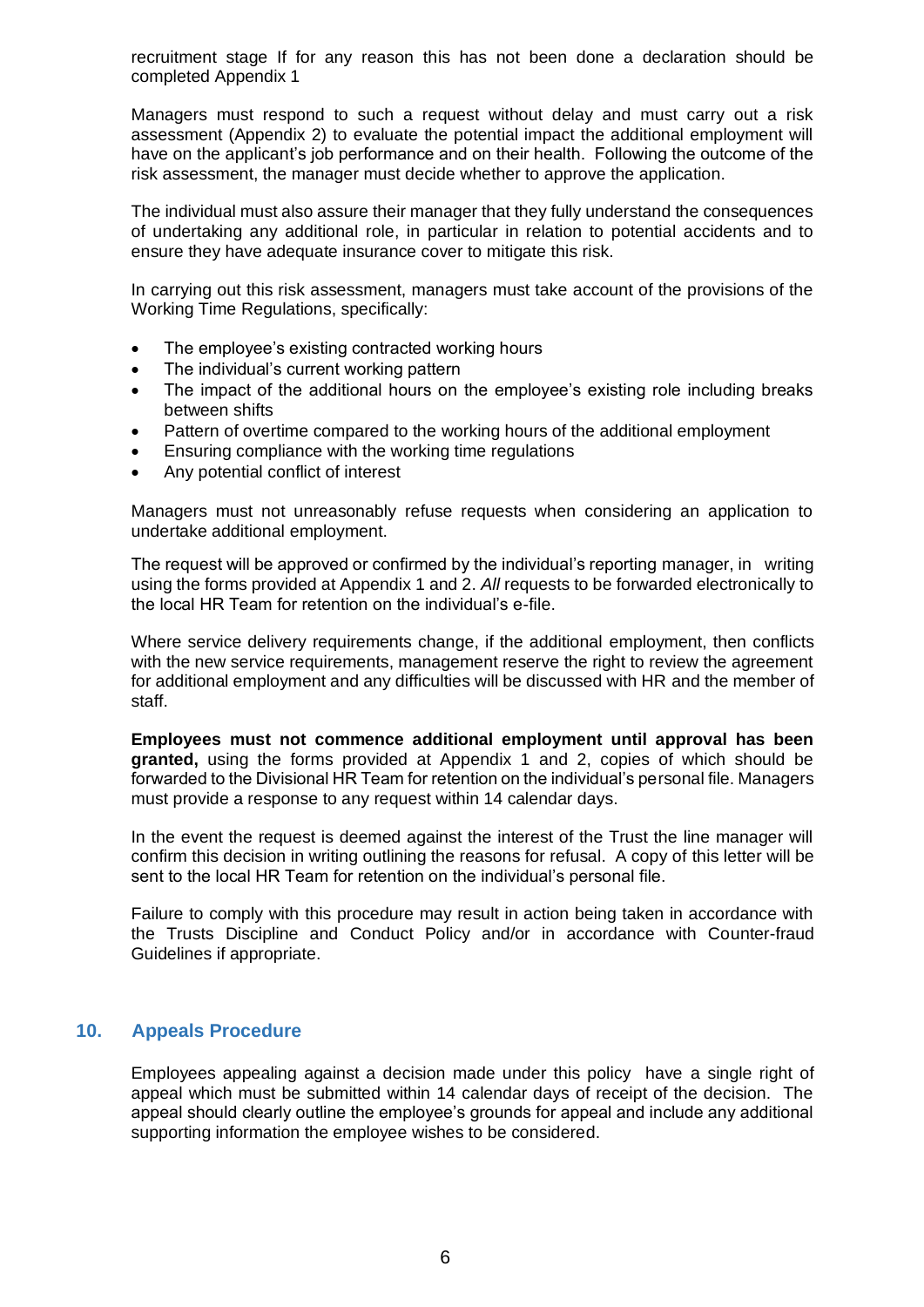recruitment stage If for any reason this has not been done a declaration should be completed Appendix 1

Managers must respond to such a request without delay and must carry out a risk assessment (Appendix 2) to evaluate the potential impact the additional employment will have on the applicant's job performance and on their health. Following the outcome of the risk assessment, the manager must decide whether to approve the application.

The individual must also assure their manager that they fully understand the consequences of undertaking any additional role, in particular in relation to potential accidents and to ensure they have adequate insurance cover to mitigate this risk.

In carrying out this risk assessment, managers must take account of the provisions of the Working Time Regulations, specifically:

- The employee's existing contracted working hours
- The individual's current working pattern
- The impact of the additional hours on the employee's existing role including breaks between shifts
- Pattern of overtime compared to the working hours of the additional employment
- Ensuring compliance with the working time regulations
- Any potential conflict of interest

Managers must not unreasonably refuse requests when considering an application to undertake additional employment.

The request will be approved or confirmed by the individual's reporting manager, in writing using the forms provided at Appendix 1 and 2. *All* requests to be forwarded electronically to the local HR Team for retention on the individual's e-file.

Where service delivery requirements change, if the additional employment, then conflicts with the new service requirements, management reserve the right to review the agreement for additional employment and any difficulties will be discussed with HR and the member of staff.

**Employees must not commence additional employment until approval has been granted,** using the forms provided at Appendix 1 and 2, copies of which should be forwarded to the Divisional HR Team for retention on the individual's personal file. Managers must provide a response to any request within 14 calendar days.

In the event the request is deemed against the interest of the Trust the line manager will confirm this decision in writing outlining the reasons for refusal. A copy of this letter will be sent to the local HR Team for retention on the individual's personal file.

Failure to comply with this procedure may result in action being taken in accordance with the Trusts Discipline and Conduct Policy and/or in accordance with Counter-fraud Guidelines if appropriate.

## 10. Appeals Procedure

Employees appealing against a decision made under this policy have a single right of appeal which must be submitted within 14 calendar days of receipt of the decision. The appeal should clearly outline the employee's grounds for appeal and include any additional supporting information the employee wishes to be considered.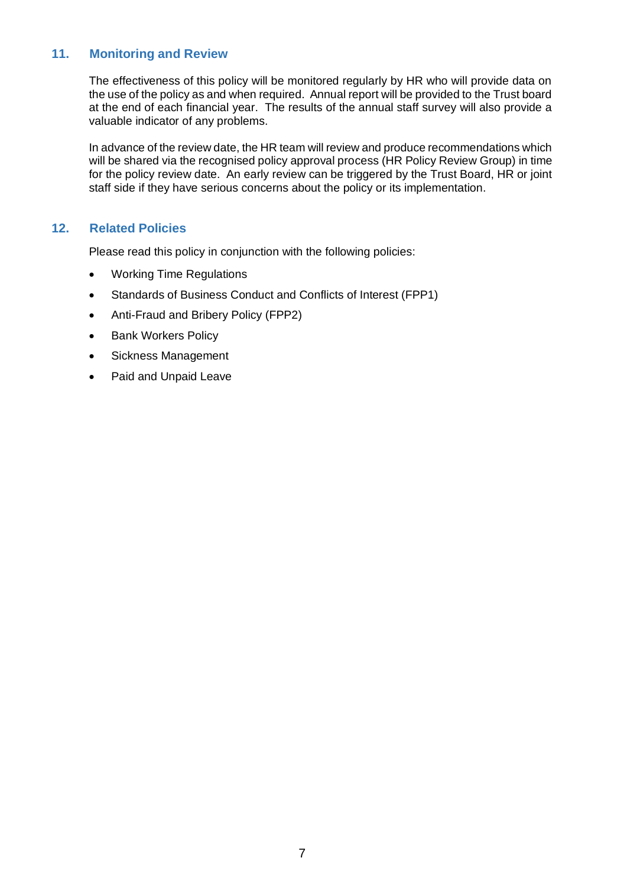## 11. Monitoring and Review

The effectiveness of this policy will be monitored regularly by HR who will provide data on the use of the policy as and when required. Annual report will be provided to the Trust board at the end of each financial year. The results of the annual staff survey will also provide a valuable indicator of any problems.

In advance of the review date, the HR team will review and produce recommendations which will be shared via the recognised policy approval process (HR Policy Review Group) in time for the policy review date. An early review can be triggered by the Trust Board, HR or joint staff side if they have serious concerns about the policy or its implementation.

## 12. Related Policies

Please read this policy in conjunction with the following policies:

- Working Time Regulations
- Standards of Business Conduct and Conflicts of Interest (FPP1)
- Anti-Fraud and Bribery Policy (FPP2)
- Bank Workers Policy
- Sickness Management
- Paid and Unpaid Leave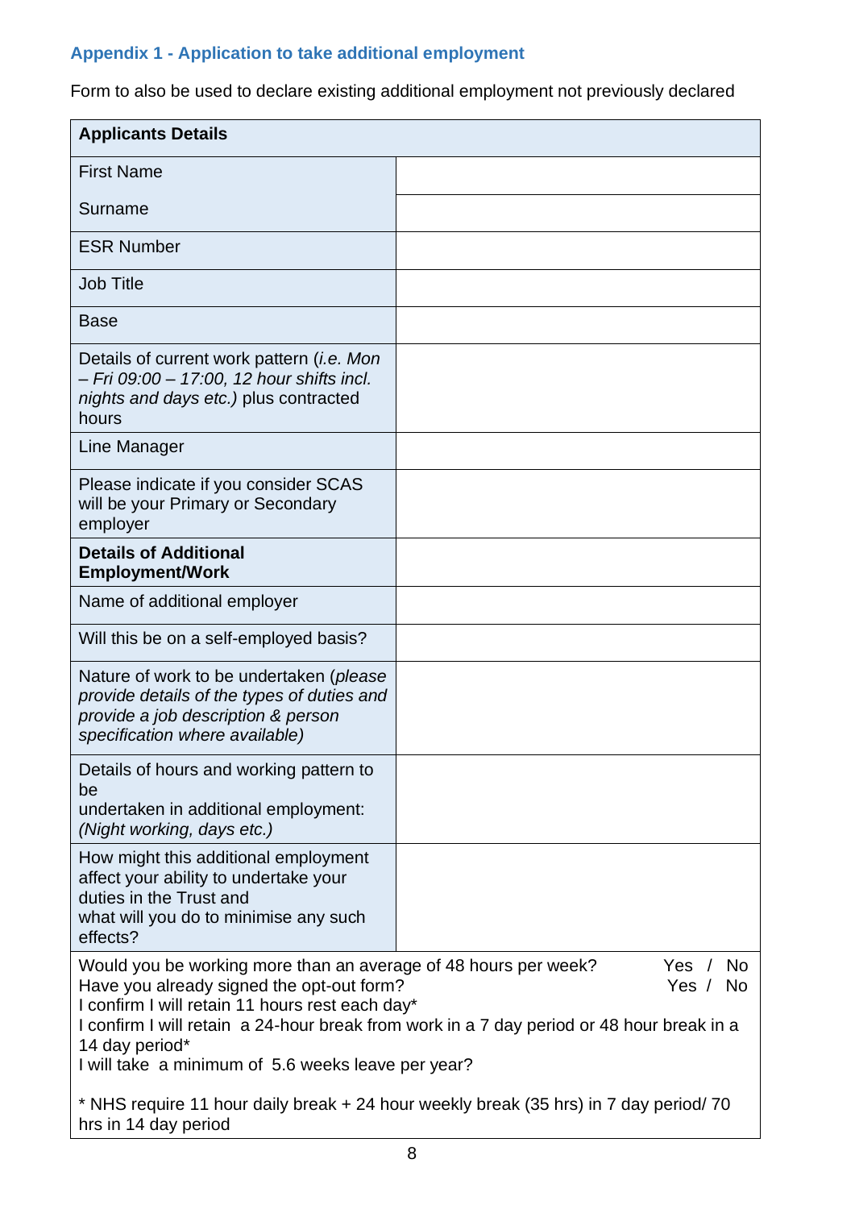### Appendix 1 - Application to take additional employment

Form to also be used to declare existing additional employment not previously declared

| **Applicants Details** | |
|---|---|
| First Name | |
| Surname | |
| ESR Number | |
| Job Title | |
| Base | |
| Details of current work pattern (*i.e. Mon – Fri 09:00 – 17:00, 12 hour shifts incl. nights and days etc.)* plus contracted hours | |
| Line Manager | |
| Please indicate if you consider SCAS will be your Primary or Secondary employer | |
| **Details of Additional Employment/Work** | |
| Name of additional employer | |
| Will this be on a self-employed basis? | |
| Nature of work to be undertaken (*please provide details of the types of duties and provide a job description & person specification where available)* | |
| Details of hours and working pattern to be undertaken in additional employment: *(Night working, days etc.)* | |
| How might this additional employment affect your ability to undertake your duties in the Trust and what will you do to minimise any such effects? | |

Would you be working more than an average of 48 hours per week? Yes / No
Have you already signed the opt-out form? Yes / No
I confirm I will retain 11 hours rest each day*
I confirm I will retain a 24-hour break from work in a 7 day period or 48 hour break in a 14 day period*
I will take a minimum of 5.6 weeks leave per year?

* NHS require 11 hour daily break + 24 hour weekly break (35 hrs) in 7 day period/ 70 hrs in 14 day period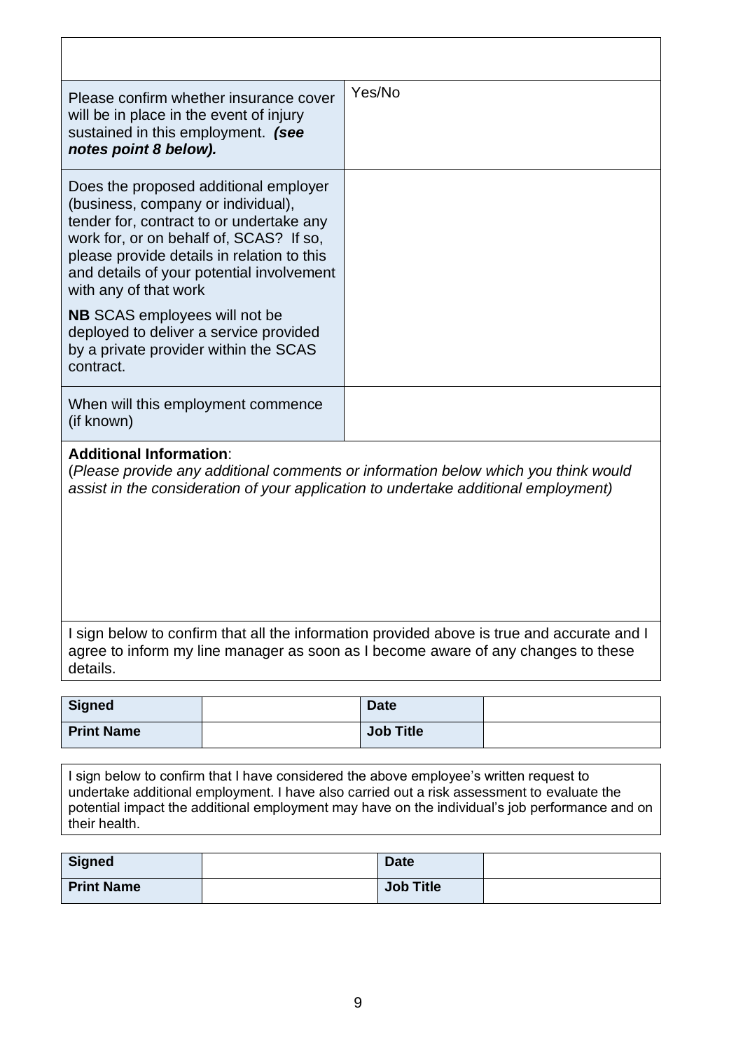| | |
|---|---|
| | |
| Please confirm whether insurance cover will be in place in the event of injury sustained in this employment. ***(see notes point 8 below).*** | Yes/No |
| Does the proposed additional employer (business, company or individual), tender for, contract to or undertake any work for, or on behalf of, SCAS? If so, please provide details in relation to this and details of your potential involvement with any of that work<br><br>**NB** SCAS employees will not be deployed to deliver a service provided by a private provider within the SCAS contract. | |
| When will this employment commence (if known) | |

**Additional Information**:
(*Please provide any additional comments or information below which you think would assist in the consideration of your application to undertake additional employment)*

I sign below to confirm that all the information provided above is true and accurate and I agree to inform my line manager as soon as I become aware of any changes to these details.

| **Signed** | | **Date** | |
|---|---|---|---|
| **Print Name** | | **Job Title** | |

I sign below to confirm that I have considered the above employee's written request to undertake additional employment. I have also carried out a risk assessment to evaluate the potential impact the additional employment may have on the individual's job performance and on their health.

| **Signed** | | **Date** | |
|---|---|---|---|
| **Print Name** | | **Job Title** | |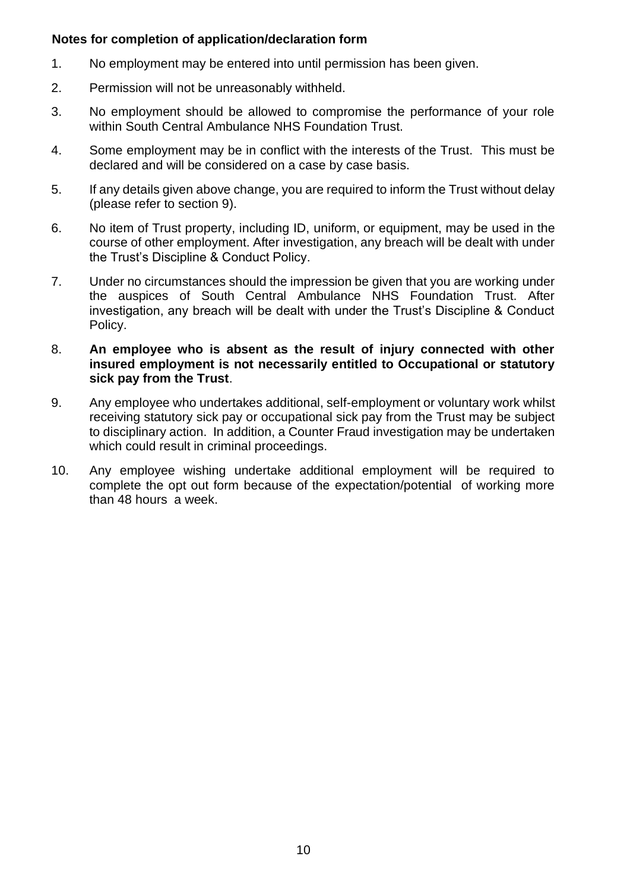**Notes for completion of application/declaration form**

1. No employment may be entered into until permission has been given.
2. Permission will not be unreasonably withheld.
3. No employment should be allowed to compromise the performance of your role within South Central Ambulance NHS Foundation Trust.
4. Some employment may be in conflict with the interests of the Trust. This must be declared and will be considered on a case by case basis.
5. If any details given above change, you are required to inform the Trust without delay (please refer to section 9).
6. No item of Trust property, including ID, uniform, or equipment, may be used in the course of other employment. After investigation, any breach will be dealt with under the Trust's Discipline & Conduct Policy.
7. Under no circumstances should the impression be given that you are working under the auspices of South Central Ambulance NHS Foundation Trust. After investigation, any breach will be dealt with under the Trust's Discipline & Conduct Policy.
8. **An employee who is absent as the result of injury connected with other insured employment is not necessarily entitled to Occupational or statutory sick pay from the Trust**.
9. Any employee who undertakes additional, self-employment or voluntary work whilst receiving statutory sick pay or occupational sick pay from the Trust may be subject to disciplinary action. In addition, a Counter Fraud investigation may be undertaken which could result in criminal proceedings.
10. Any employee wishing undertake additional employment will be required to complete the opt out form because of the expectation/potential of working more than 48 hours a week.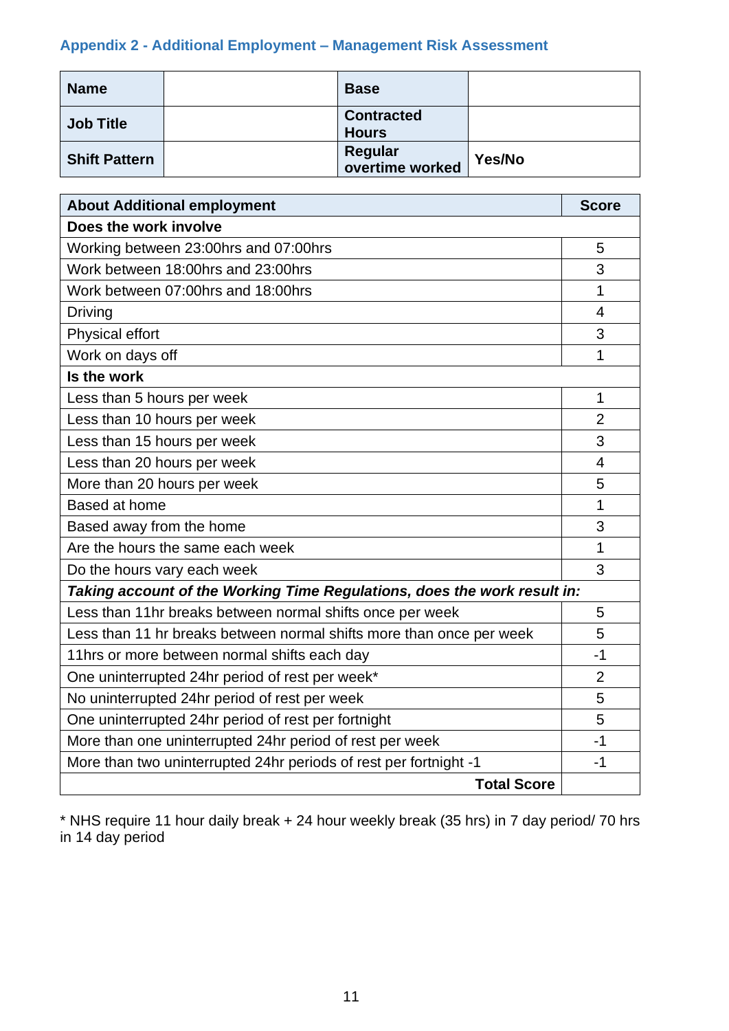## Appendix 2 - Additional Employment – Management Risk Assessment

| **Name** | | **Base** | |
|---|---|---|---|
| **Job Title** | | **Contracted Hours** | |
| **Shift Pattern** | | **Regular overtime worked** | **Yes/No** |

| **About Additional employment** | **Score** |
|---|---|
| **Does the work involve** | |
| Working between 23:00hrs and 07:00hrs | 5 |
| Work between 18:00hrs and 23:00hrs | 3 |
| Work between 07:00hrs and 18:00hrs | 1 |
| Driving | 4 |
| Physical effort | 3 |
| Work on days off | 1 |
| **Is the work** | |
| Less than 5 hours per week | 1 |
| Less than 10 hours per week | 2 |
| Less than 15 hours per week | 3 |
| Less than 20 hours per week | 4 |
| More than 20 hours per week | 5 |
| Based at home | 1 |
| Based away from the home | 3 |
| Are the hours the same each week | 1 |
| Do the hours vary each week | 3 |
| ***Taking account of the Working Time Regulations, does the work result in:*** | |
| Less than 11hr breaks between normal shifts once per week | 5 |
| Less than 11 hr breaks between normal shifts more than once per week | 5 |
| 11hrs or more between normal shifts each day | -1 |
| One uninterrupted 24hr period of rest per week* | 2 |
| No uninterrupted 24hr period of rest per week | 5 |
| One uninterrupted 24hr period of rest per fortnight | 5 |
| More than one uninterrupted 24hr period of rest per week | -1 |
| More than two uninterrupted 24hr periods of rest per fortnight -1 | -1 |
| **Total Score** | |

* NHS require 11 hour daily break + 24 hour weekly break (35 hrs) in 7 day period/ 70 hrs in 14 day period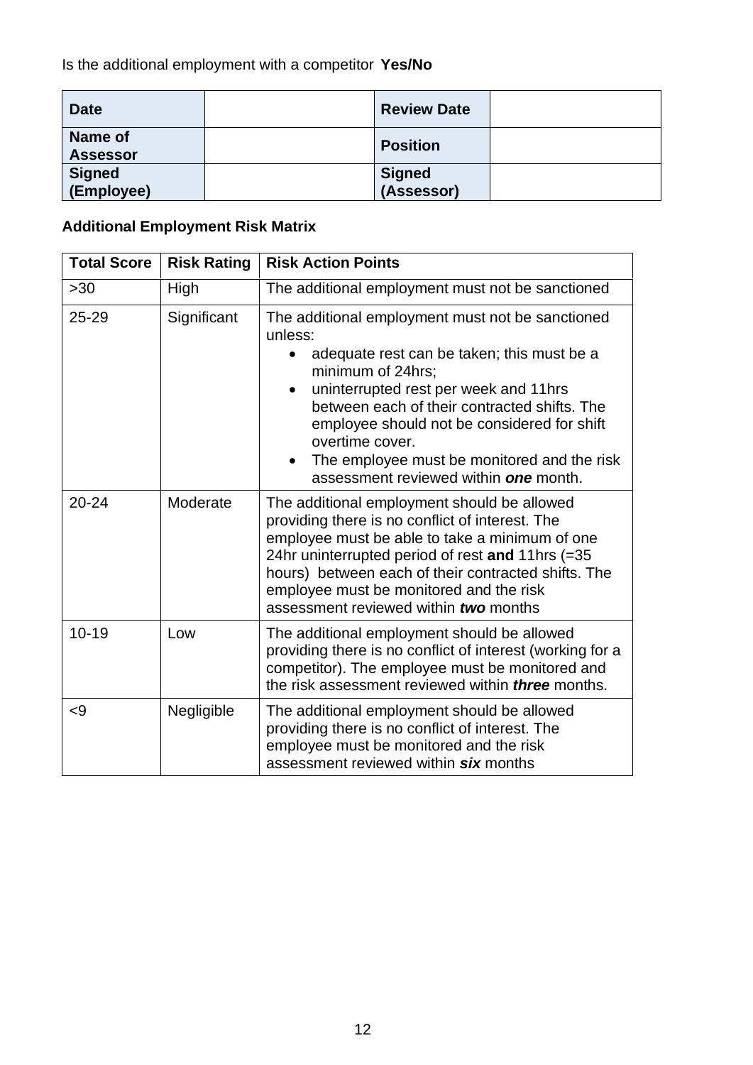Is the additional employment with a competitor **Yes/No**

| **Date** | | **Review Date** | |
|---|---|---|---|
| **Name of Assessor** | | **Position** | |
| **Signed (Employee)** | | **Signed (Assessor)** | |

**Additional Employment Risk Matrix**

| Total Score | Risk Rating | Risk Action Points |
|---|---|---|
| >30 | High | The additional employment must not be sanctioned |
| 25-29 | Significant | The additional employment must not be sanctioned unless:<br>• adequate rest can be taken; this must be a minimum of 24hrs;<br>• uninterrupted rest per week and 11hrs between each of their contracted shifts. The employee should not be considered for shift overtime cover.<br>• The employee must be monitored and the risk assessment reviewed within ***one*** month. |
| 20-24 | Moderate | The additional employment should be allowed providing there is no conflict of interest. The employee must be able to take a minimum of one 24hr uninterrupted period of rest **and** 11hrs (=35 hours) between each of their contracted shifts. The employee must be monitored and the risk assessment reviewed within ***two*** months |
| 10-19 | Low | The additional employment should be allowed providing there is no conflict of interest (working for a competitor). The employee must be monitored and the risk assessment reviewed within ***three*** months. |
| <9 | Negligible | The additional employment should be allowed providing there is no conflict of interest. The employee must be monitored and the risk assessment reviewed within ***six*** months |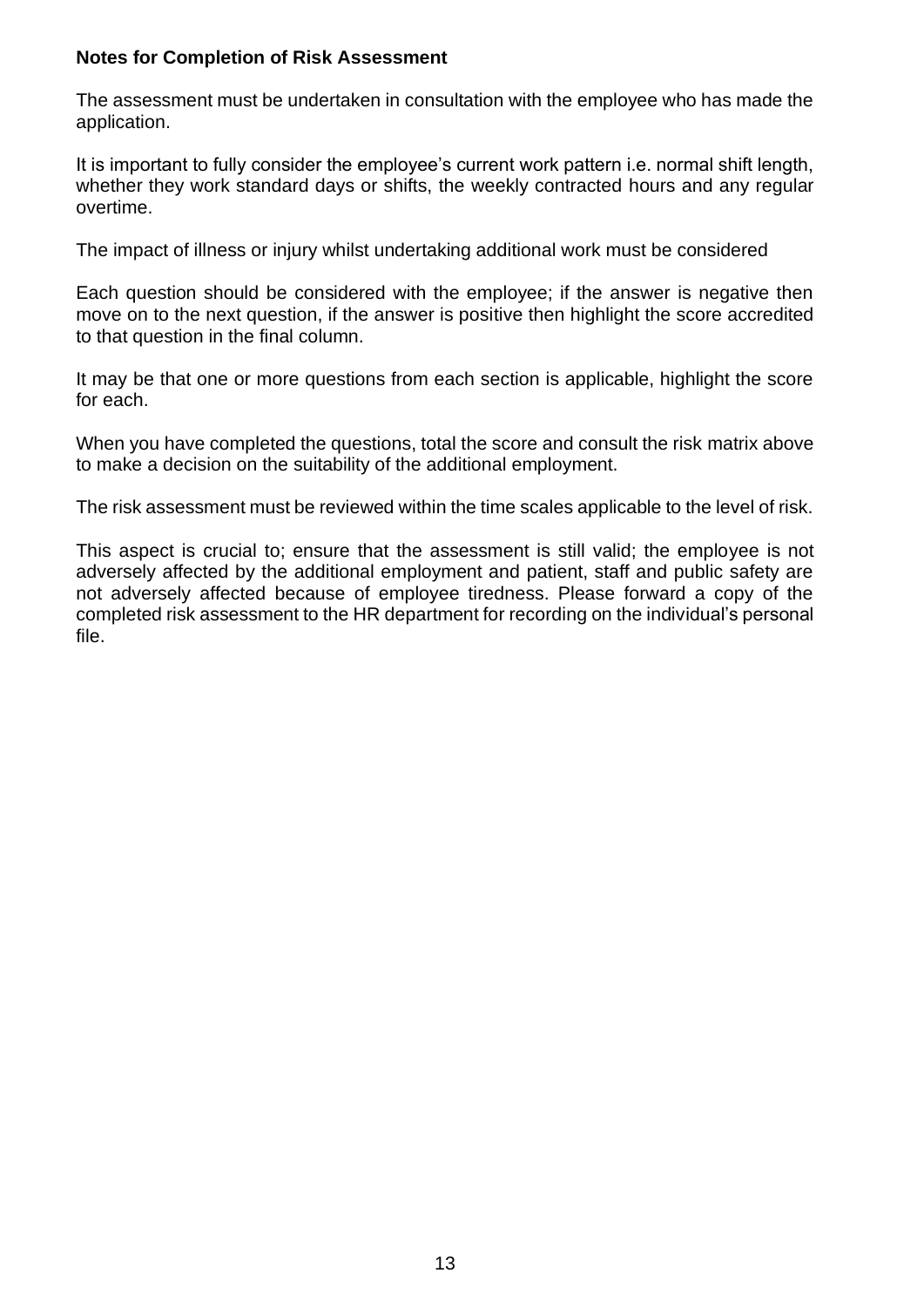**Notes for Completion of Risk Assessment**

The assessment must be undertaken in consultation with the employee who has made the application.

It is important to fully consider the employee's current work pattern i.e. normal shift length, whether they work standard days or shifts, the weekly contracted hours and any regular overtime.

The impact of illness or injury whilst undertaking additional work must be considered

Each question should be considered with the employee; if the answer is negative then move on to the next question, if the answer is positive then highlight the score accredited to that question in the final column.

It may be that one or more questions from each section is applicable, highlight the score for each.

When you have completed the questions, total the score and consult the risk matrix above to make a decision on the suitability of the additional employment.

The risk assessment must be reviewed within the time scales applicable to the level of risk.

This aspect is crucial to; ensure that the assessment is still valid; the employee is not adversely affected by the additional employment and patient, staff and public safety are not adversely affected because of employee tiredness. Please forward a copy of the completed risk assessment to the HR department for recording on the individual's personal file.